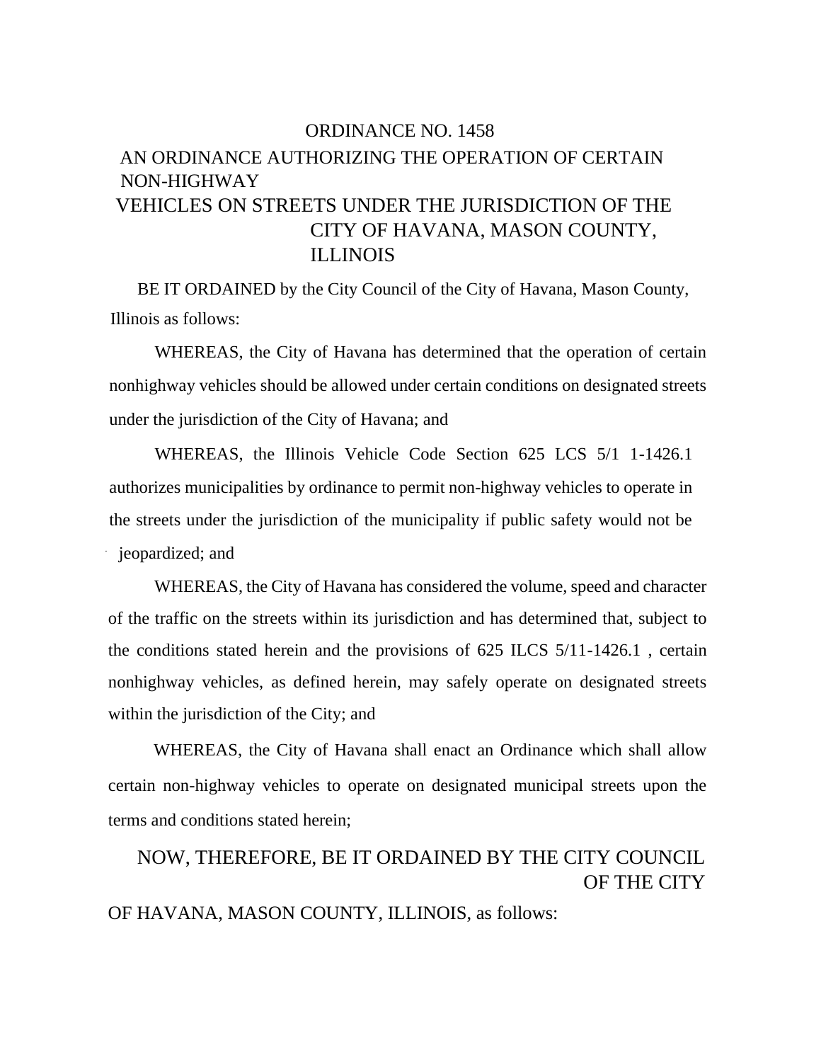# ORDINANCE NO. 1458

## AN ORDINANCE AUTHORIZING THE OPERATION OF CERTAIN NON-HIGHWAY VEHICLES ON STREETS UNDER THE JURISDICTION OF THE CITY OF HAVANA, MASON COUNTY, ILLINOIS

BE IT ORDAINED by the City Council of the City of Havana, Mason County, Illinois as follows:

WHEREAS, the City of Havana has determined that the operation of certain nonhighway vehicles should be allowed under certain conditions on designated streets under the jurisdiction of the City of Havana; and

WHEREAS, the Illinois Vehicle Code Section 625 LCS 5/1 1-1426.1 authorizes municipalities by ordinance to permit non-highway vehicles to operate in the streets under the jurisdiction of the municipality if public safety would not be jeopardized; and

WHEREAS, the City of Havana has considered the volume, speed and character of the traffic on the streets within its jurisdiction and has determined that, subject to the conditions stated herein and the provisions of 625 ILCS 5/11-1426.1 , certain nonhighway vehicles, as defined herein, may safely operate on designated streets within the jurisdiction of the City; and

WHEREAS, the City of Havana shall enact an Ordinance which shall allow certain non-highway vehicles to operate on designated municipal streets upon the terms and conditions stated herein;

NOW, THEREFORE, BE IT ORDAINED BY THE CITY COUNCIL OF THE CITY OF HAVANA, MASON COUNTY, ILLINOIS, as follows: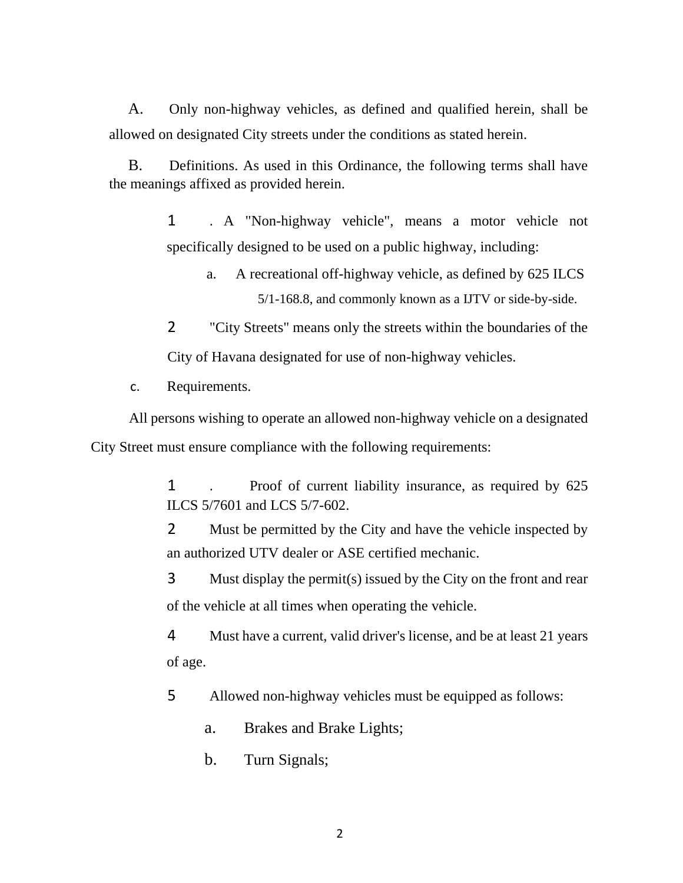A. Only non-highway vehicles, as defined and qualified herein, shall be allowed on designated City streets under the conditions as stated herein.

B. Definitions. As used in this Ordinance, the following terms shall have the meanings affixed as provided herein.

1. A "Non-highway vehicle", means a motor vehicle not specifically designed to be used on a public highway, including:

   a. A recreational off-highway vehicle, as defined by 625 ILCS 5/1-168.8, and commonly known as a IJTV or side-by-side.

2. "City Streets" means only the streets within the boundaries of the City of Havana designated for use of non-highway vehicles.

c. Requirements.

All persons wishing to operate an allowed non-highway vehicle on a designated City Street must ensure compliance with the following requirements:

1. Proof of current liability insurance, as required by 625 ILCS 5/7601 and LCS 5/7-602.

2. Must be permitted by the City and have the vehicle inspected by an authorized UTV dealer or ASE certified mechanic.

3. Must display the permit(s) issued by the City on the front and rear of the vehicle at all times when operating the vehicle.

4. Must have a current, valid driver's license, and be at least 21 years of age.

5. Allowed non-highway vehicles must be equipped as follows:

   a. Brakes and Brake Lights;

   b. Turn Signals;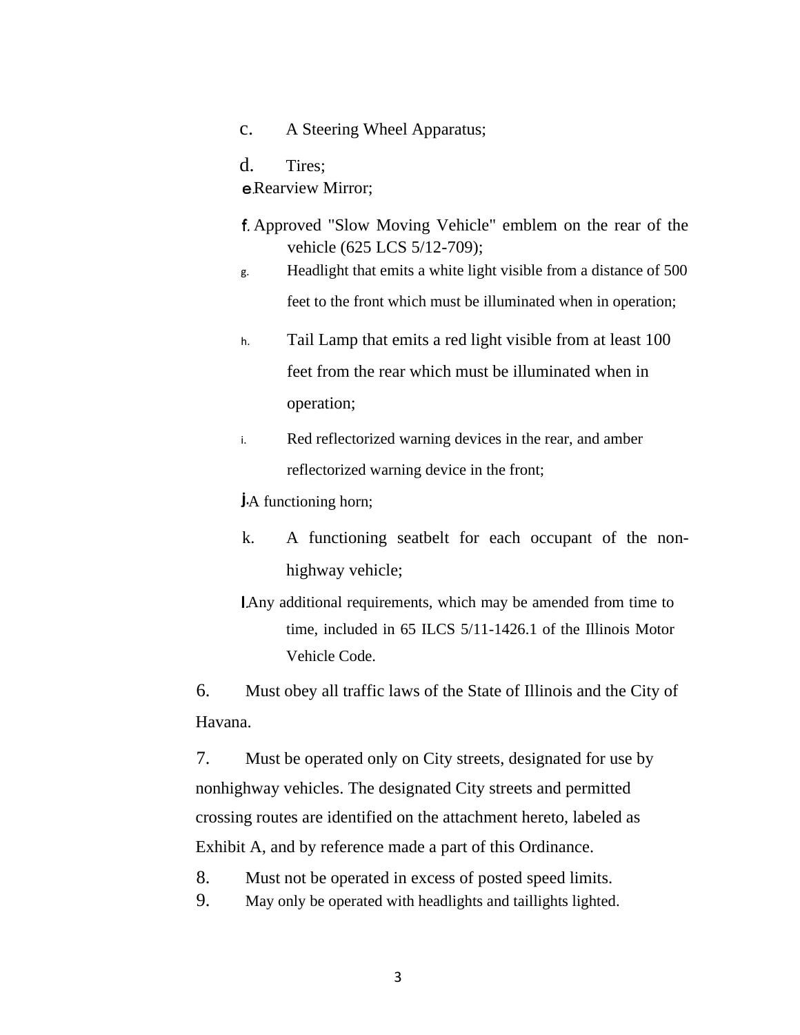c. A Steering Wheel Apparatus;

d. Tires;

e. Rearview Mirror;

f. Approved "Slow Moving Vehicle" emblem on the rear of the vehicle (625 LCS 5/12-709);

g. Headlight that emits a white light visible from a distance of 500 feet to the front which must be illuminated when in operation;

h. Tail Lamp that emits a red light visible from at least 100 feet from the rear which must be illuminated when in operation;

i. Red reflectorized warning devices in the rear, and amber reflectorized warning device in the front;

j. A functioning horn;

k. A functioning seatbelt for each occupant of the non-highway vehicle;

l. Any additional requirements, which may be amended from time to time, included in 65 ILCS 5/11-1426.1 of the Illinois Motor Vehicle Code.

6. Must obey all traffic laws of the State of Illinois and the City of Havana.

7. Must be operated only on City streets, designated for use by nonhighway vehicles. The designated City streets and permitted crossing routes are identified on the attachment hereto, labeled as Exhibit A, and by reference made a part of this Ordinance.

8. Must not be operated in excess of posted speed limits.

9. May only be operated with headlights and taillights lighted.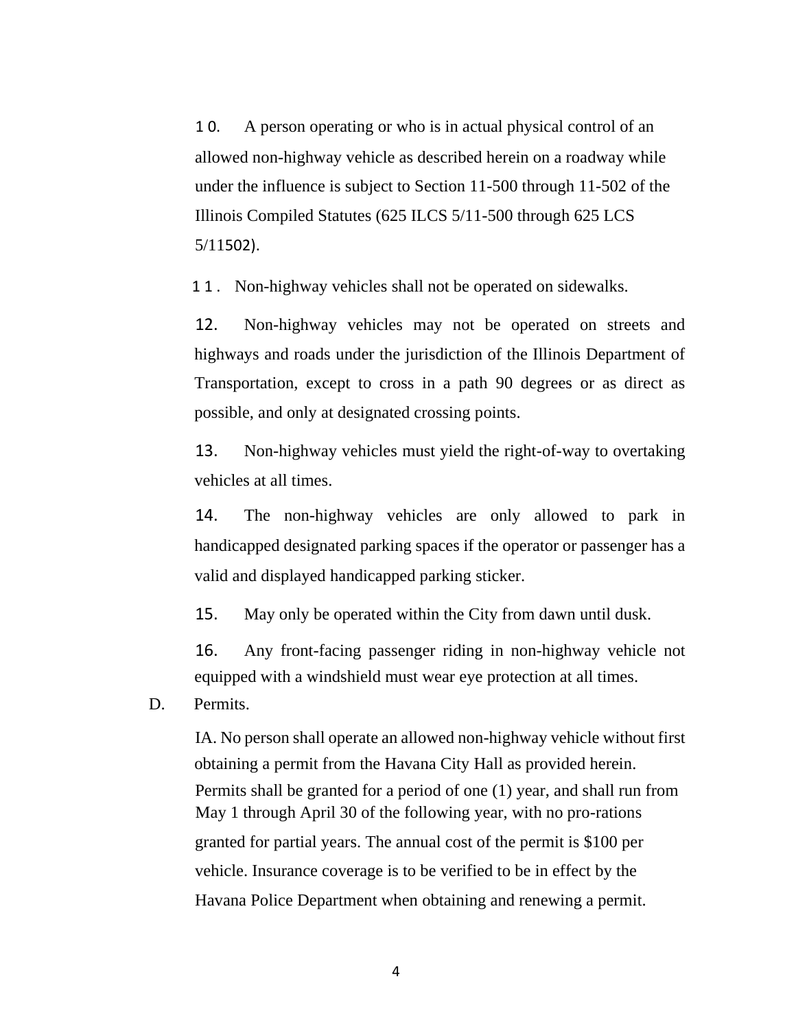10. A person operating or who is in actual physical control of an allowed non-highway vehicle as described herein on a roadway while under the influence is subject to Section 11-500 through 11-502 of the Illinois Compiled Statutes (625 ILCS 5/11-500 through 625 LCS 5/11502).

11. Non-highway vehicles shall not be operated on sidewalks.

12. Non-highway vehicles may not be operated on streets and highways and roads under the jurisdiction of the Illinois Department of Transportation, except to cross in a path 90 degrees or as direct as possible, and only at designated crossing points.

13. Non-highway vehicles must yield the right-of-way to overtaking vehicles at all times.

14. The non-highway vehicles are only allowed to park in handicapped designated parking spaces if the operator or passenger has a valid and displayed handicapped parking sticker.

15. May only be operated within the City from dawn until dusk.

16. Any front-facing passenger riding in non-highway vehicle not equipped with a windshield must wear eye protection at all times.

D. Permits.

IA. No person shall operate an allowed non-highway vehicle without first obtaining a permit from the Havana City Hall as provided herein. Permits shall be granted for a period of one (1) year, and shall run from May 1 through April 30 of the following year, with no pro-rations granted for partial years. The annual cost of the permit is $100 per vehicle. Insurance coverage is to be verified to be in effect by the Havana Police Department when obtaining and renewing a permit.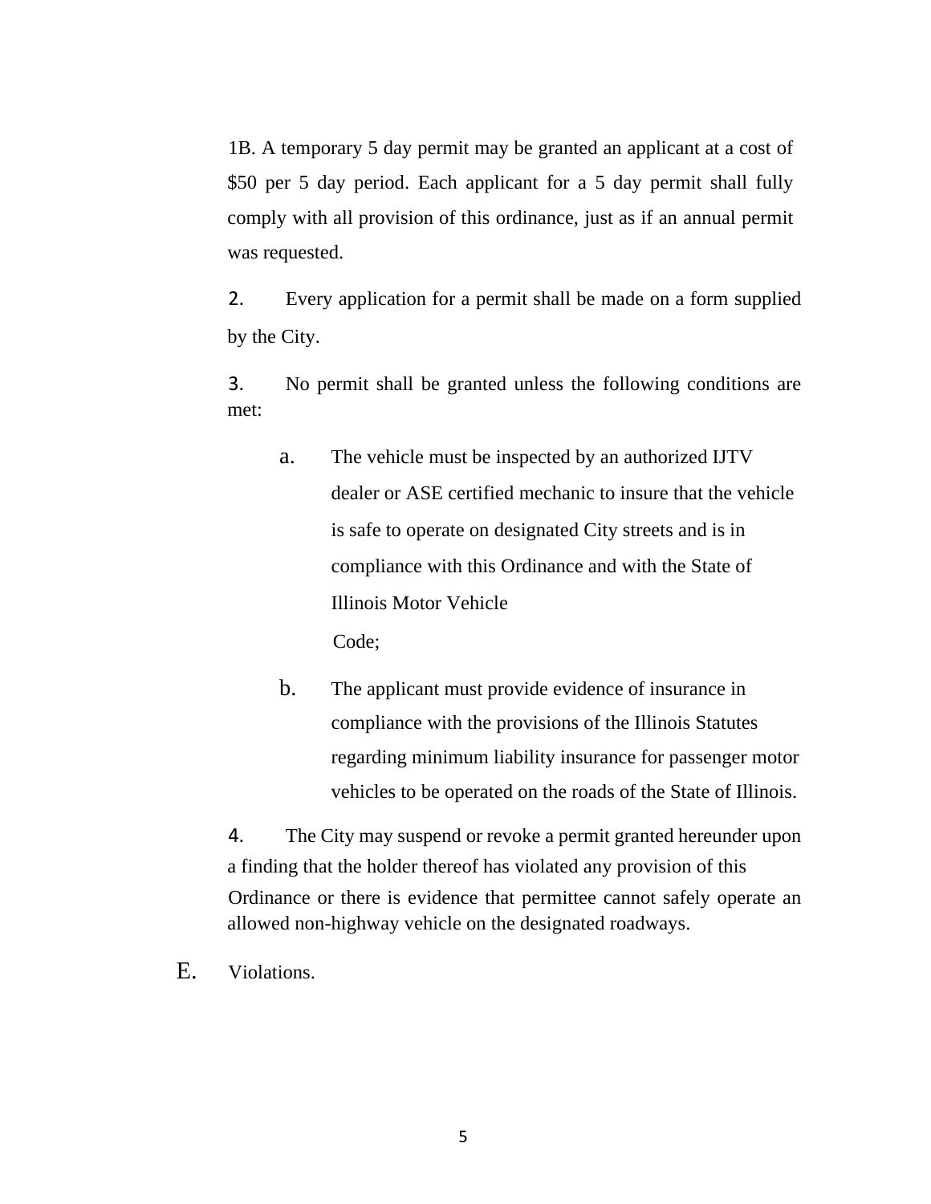1B. A temporary 5 day permit may be granted an applicant at a cost of $50 per 5 day period. Each applicant for a 5 day permit shall fully comply with all provision of this ordinance, just as if an annual permit was requested.

2. Every application for a permit shall be made on a form supplied by the City.

3. No permit shall be granted unless the following conditions are met:

   a. The vehicle must be inspected by an authorized IJTV dealer or ASE certified mechanic to insure that the vehicle is safe to operate on designated City streets and is in compliance with this Ordinance and with the State of Illinois Motor Vehicle Code;

   b. The applicant must provide evidence of insurance in compliance with the provisions of the Illinois Statutes regarding minimum liability insurance for passenger motor vehicles to be operated on the roads of the State of Illinois.

4. The City may suspend or revoke a permit granted hereunder upon a finding that the holder thereof has violated any provision of this Ordinance or there is evidence that permittee cannot safely operate an allowed non-highway vehicle on the designated roadways.

E. Violations.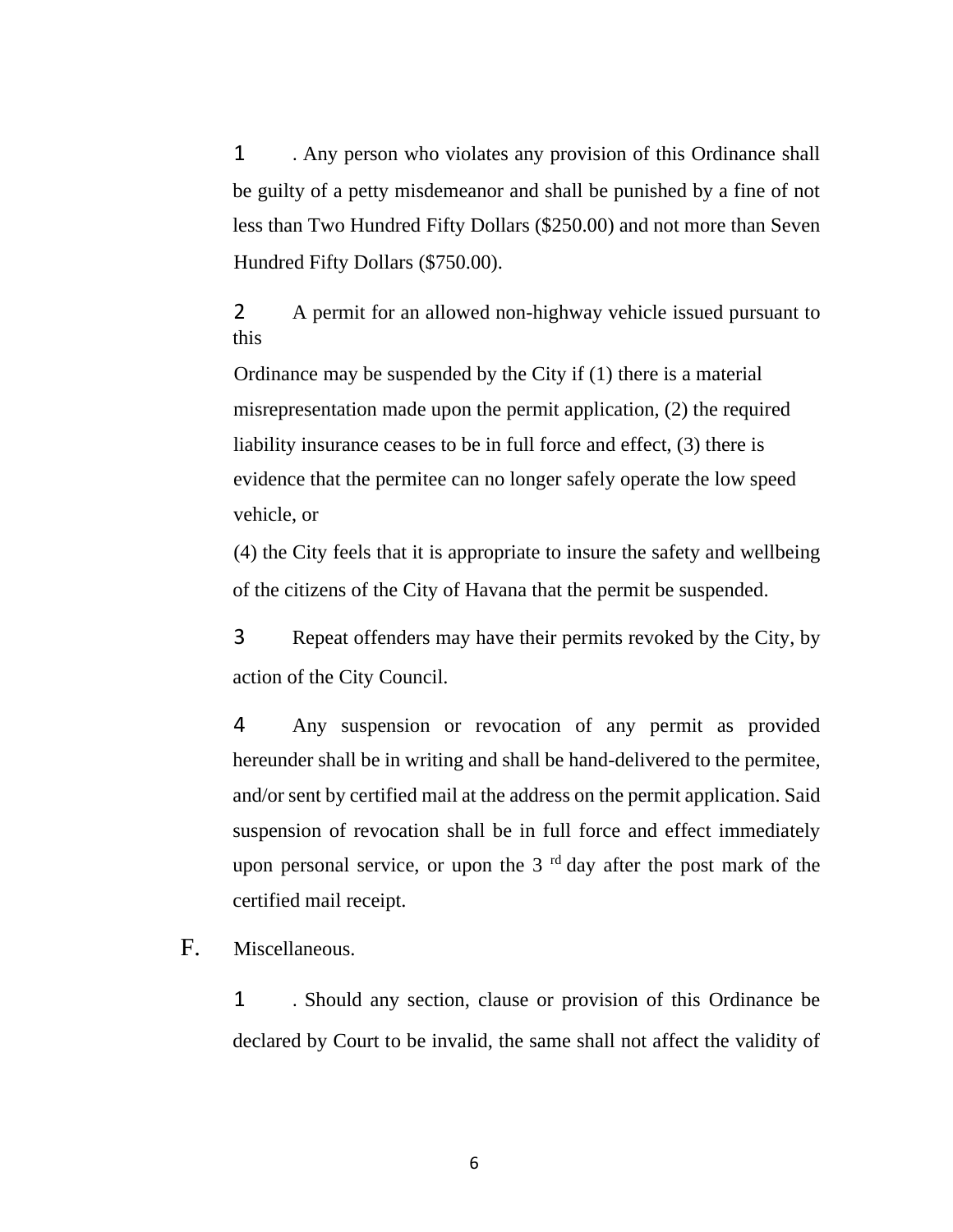1. Any person who violates any provision of this Ordinance shall be guilty of a petty misdemeanor and shall be punished by a fine of not less than Two Hundred Fifty Dollars ($250.00) and not more than Seven Hundred Fifty Dollars ($750.00).

2. A permit for an allowed non-highway vehicle issued pursuant to this Ordinance may be suspended by the City if (1) there is a material misrepresentation made upon the permit application, (2) the required liability insurance ceases to be in full force and effect, (3) there is evidence that the permitee can no longer safely operate the low speed vehicle, or (4) the City feels that it is appropriate to insure the safety and wellbeing of the citizens of the City of Havana that the permit be suspended.

3. Repeat offenders may have their permits revoked by the City, by action of the City Council.

4. Any suspension or revocation of any permit as provided hereunder shall be in writing and shall be hand-delivered to the permitee, and/or sent by certified mail at the address on the permit application. Said suspension of revocation shall be in full force and effect immediately upon personal service, or upon the 3rd day after the post mark of the certified mail receipt.

F. Miscellaneous.

1. Should any section, clause or provision of this Ordinance be declared by Court to be invalid, the same shall not affect the validity of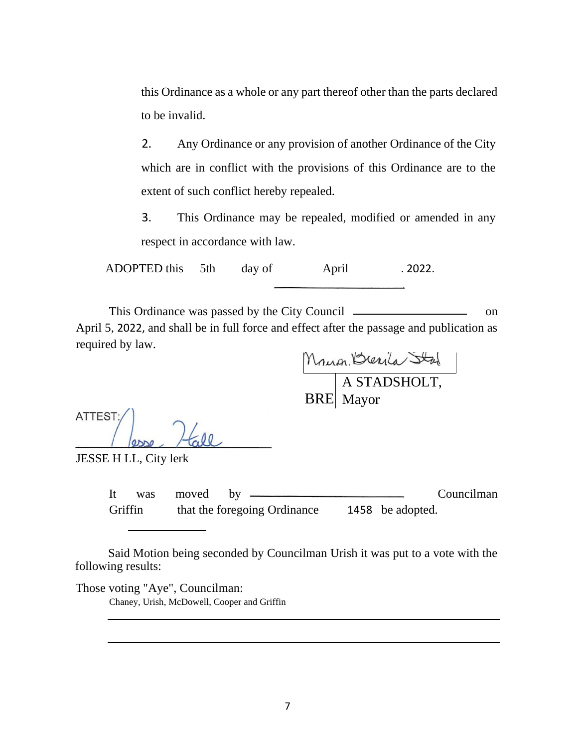this Ordinance as a whole or any part thereof other than the parts declared to be invalid.

2. Any Ordinance or any provision of another Ordinance of the City which are in conflict with the provisions of this Ordinance are to the extent of such conflict hereby repealed.

3. This Ordinance may be repealed, modified or amended in any respect in accordance with law.

ADOPTED this 5th day of April . 2022.

This Ordinance was passed by the City Council ____________________ on April 5, 2022, and shall be in full force and effect after the passage and publication as required by law.

BRE A STADSHOLT, Mayor

ATTEST:

JESSE H LL, City lerk

It was moved by ____________________ Councilman Griffin that the foregoing Ordinance 1458 be adopted.

Said Motion being seconded by Councilman Urish it was put to a vote with the following results:

Those voting "Aye", Councilman:

Chaney, Urish, McDowell, Cooper and Griffin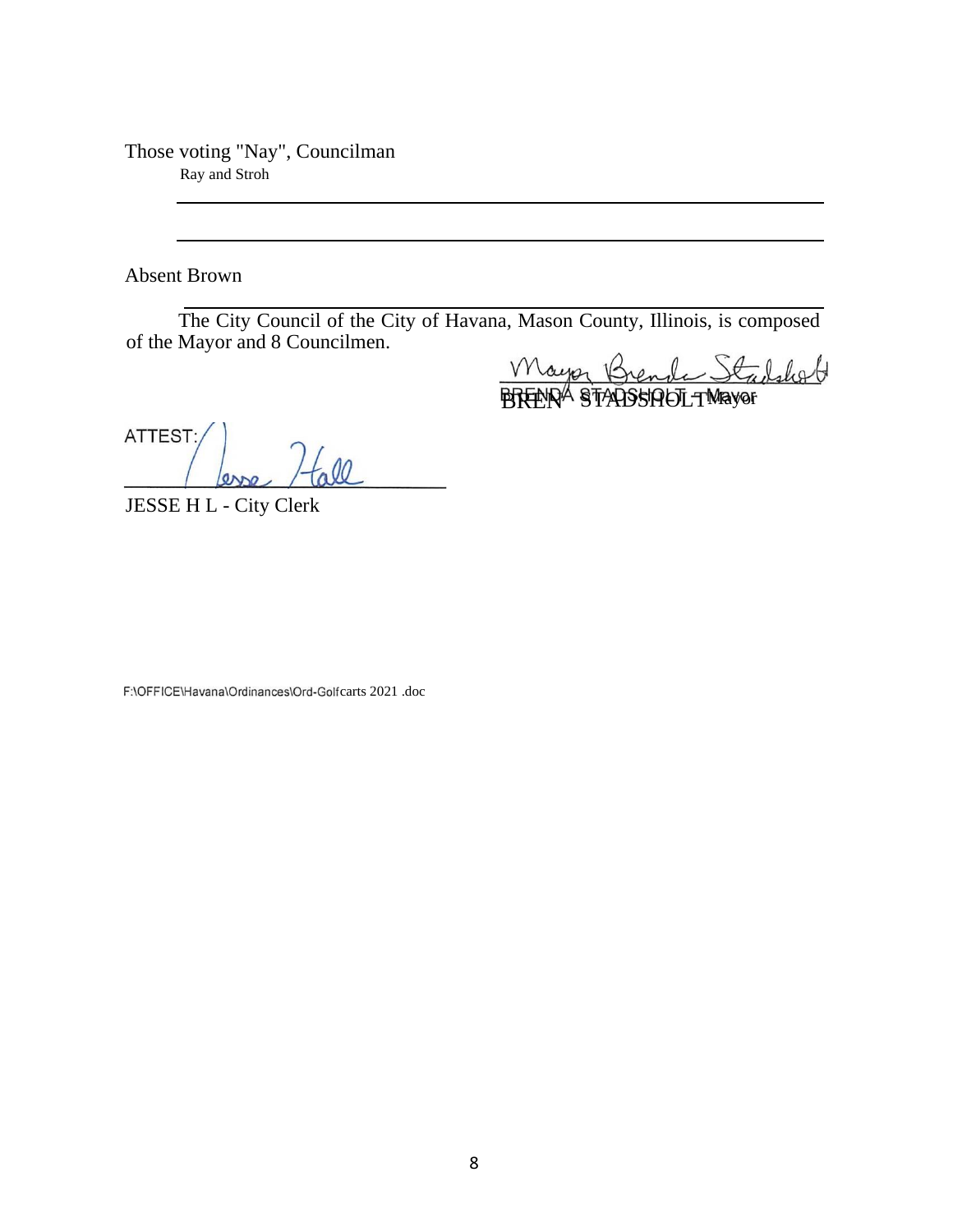Those voting "Nay", Councilman
Ray and Stroh

Absent Brown

The City Council of the City of Havana, Mason County, Illinois, is composed of the Mayor and 8 Councilmen.

Mayor Brenda Stadsholt

BRENDA STADSHOLT - Mayor

ATTEST:

Jesse Hall

JESSE H L - City Clerk

F:\OFFICE\Havana\Ordinances\Ord-Golfcarts 2021 .doc